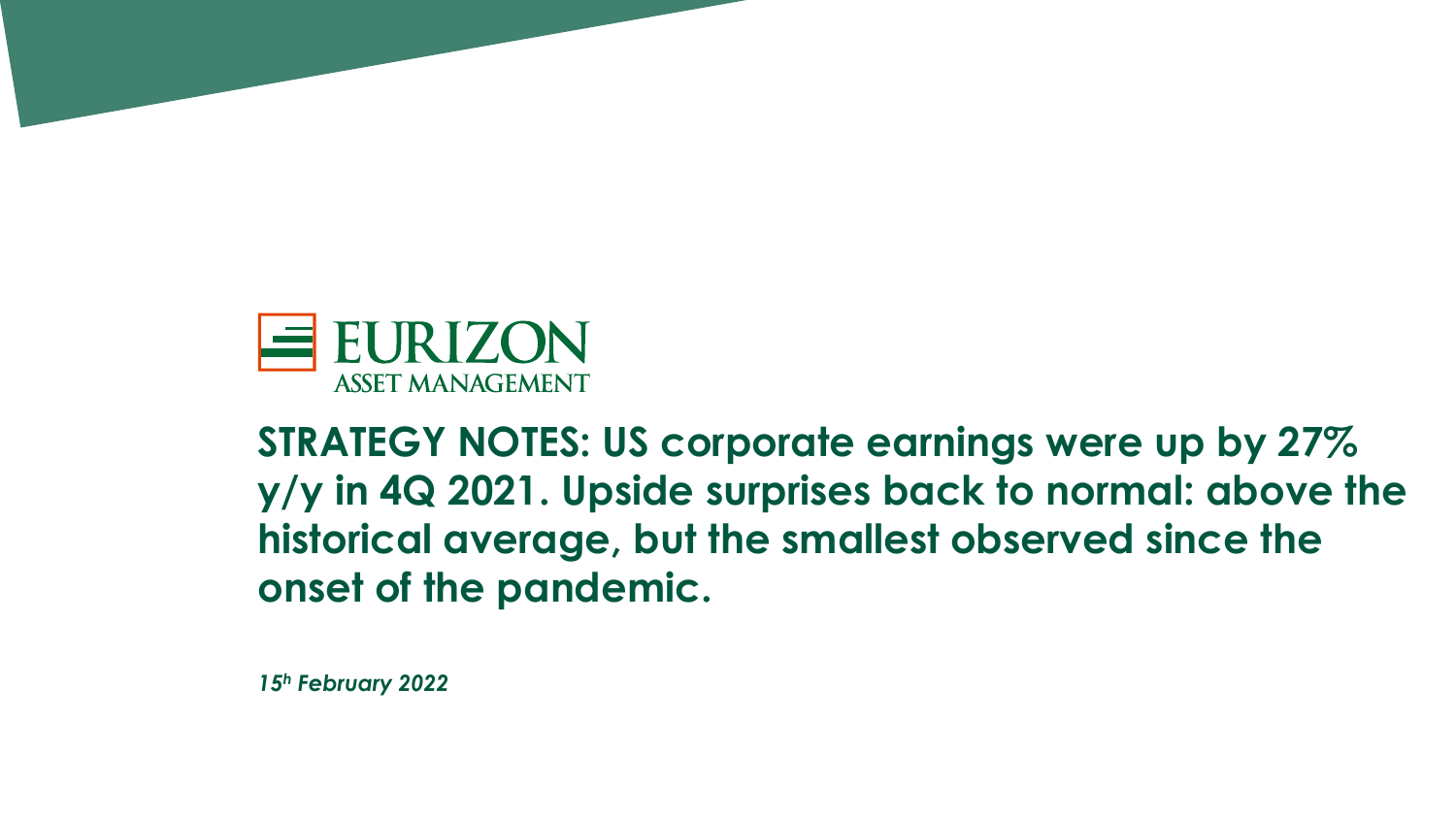EURIZON
ASSET MANAGEMENT

# STRATEGY NOTES: US corporate earnings were up by 27% y/y in 4Q 2021. Upside surprises back to normal: above the historical average, but the smallest observed since the onset of the pandemic.

*15h February 2022*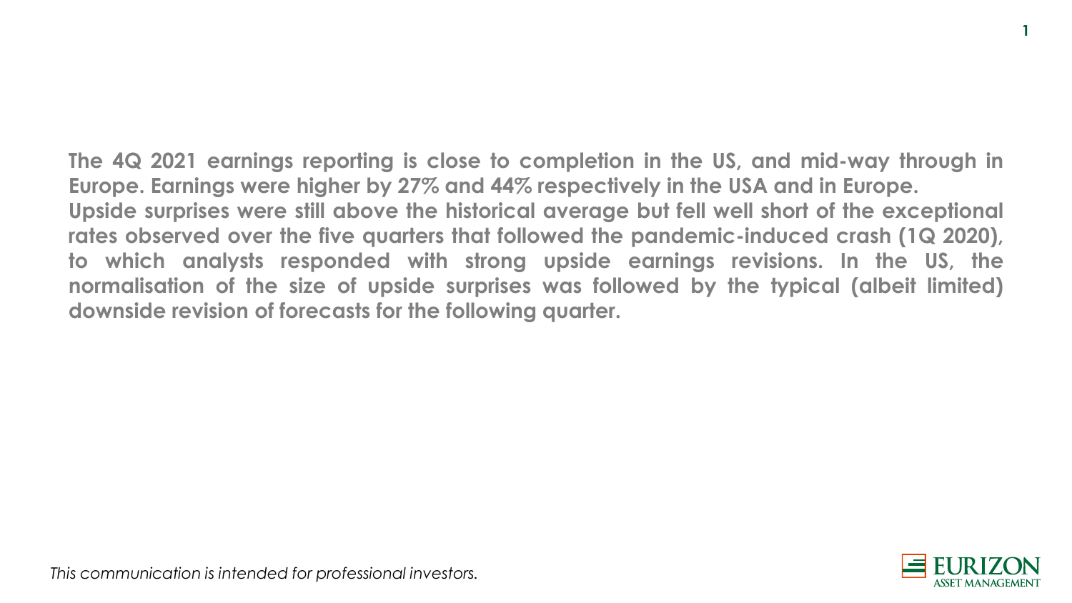**The 4Q 2021 earnings reporting is close to completion in the US, and mid-way through in Europe. Earnings were higher by 27% and 44% respectively in the USA and in Europe.**
**Upside surprises were still above the historical average but fell well short of the exceptional rates observed over the five quarters that followed the pandemic-induced crash (1Q 2020), to which analysts responded with strong upside earnings revisions. In the US, the normalisation of the size of upside surprises was followed by the typical (albeit limited) downside revision of forecasts for the following quarter.**

*This communication is intended for professional investors.*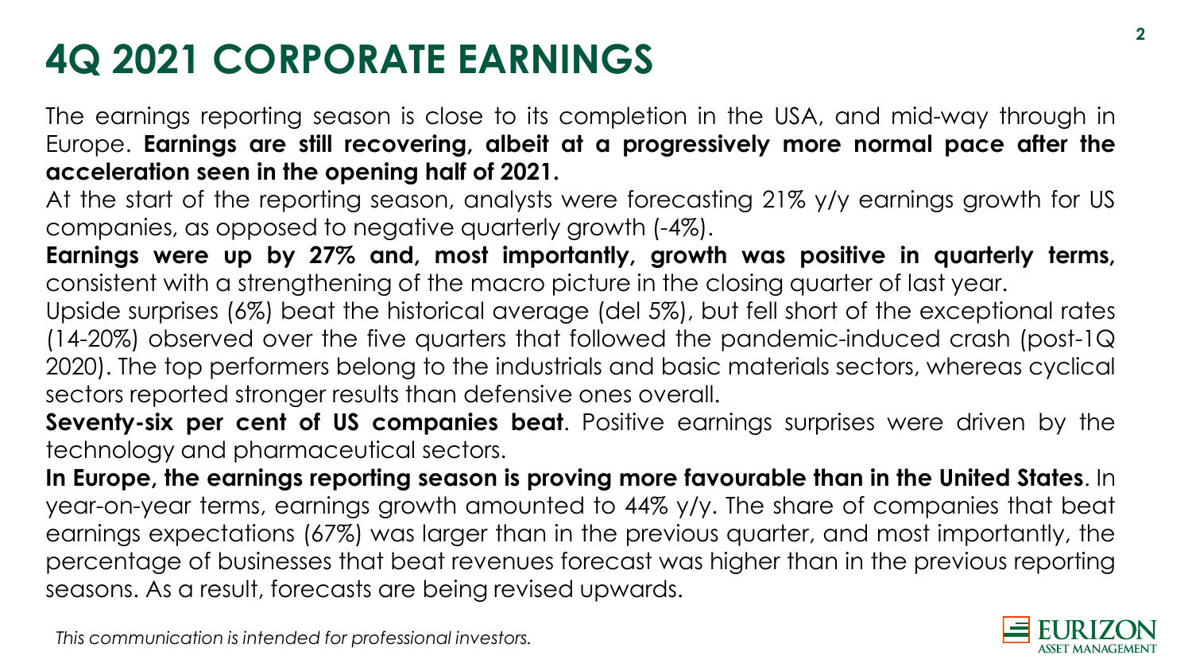# 4Q 2021 CORPORATE EARNINGS

The earnings reporting season is close to its completion in the USA, and mid-way through in Europe. **Earnings are still recovering, albeit at a progressively more normal pace after the acceleration seen in the opening half of 2021.**

At the start of the reporting season, analysts were forecasting 21% y/y earnings growth for US companies, as opposed to negative quarterly growth (-4%).

**Earnings were up by 27% and, most importantly, growth was positive in quarterly terms,** consistent with a strengthening of the macro picture in the closing quarter of last year.

Upside surprises (6%) beat the historical average (del 5%), but fell short of the exceptional rates (14-20%) observed over the five quarters that followed the pandemic-induced crash (post-1Q 2020). The top performers belong to the industrials and basic materials sectors, whereas cyclical sectors reported stronger results than defensive ones overall.

**Seventy-six per cent of US companies beat**. Positive earnings surprises were driven by the technology and pharmaceutical sectors.

**In Europe, the earnings reporting season is proving more favourable than in the United States**. In year-on-year terms, earnings growth amounted to 44% y/y. The share of companies that beat earnings expectations (67%) was larger than in the previous quarter, and most importantly, the percentage of businesses that beat revenues forecast was higher than in the previous reporting seasons. As a result, forecasts are being revised upwards.

*This communication is intended for professional investors.*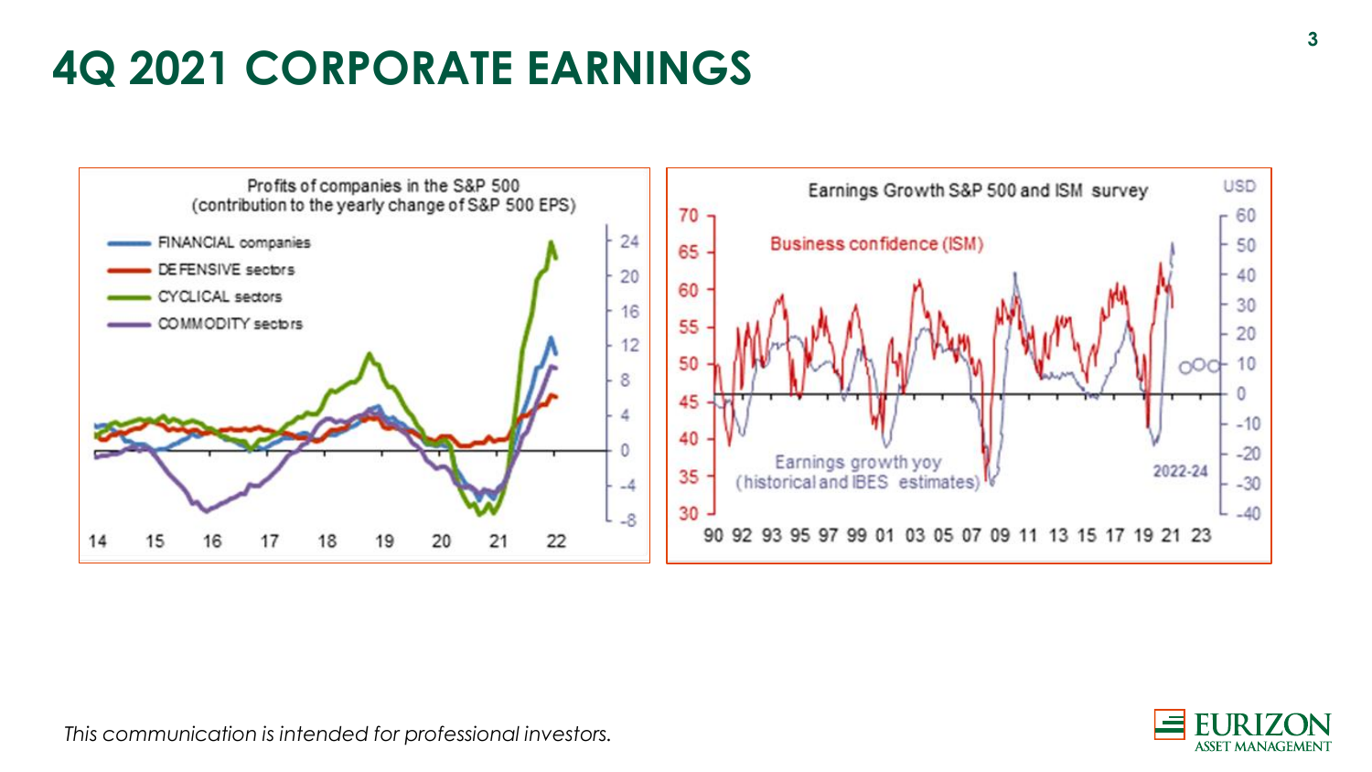# 4Q 2021 CORPORATE EARNINGS

Profits of companies in the S&P 500
(contribution to the yearly change of S&P 500 EPS)

- FINANCIAL companies
- DEFENSIVE sectors
- CYCLICAL sectors
- COMMODITY sectors

Earnings Growth S&P 500 and ISM survey

Business confidence (ISM)

Earnings growth yoy (historical and IBES estimates)

2022-24

*This communication is intended for professional investors.*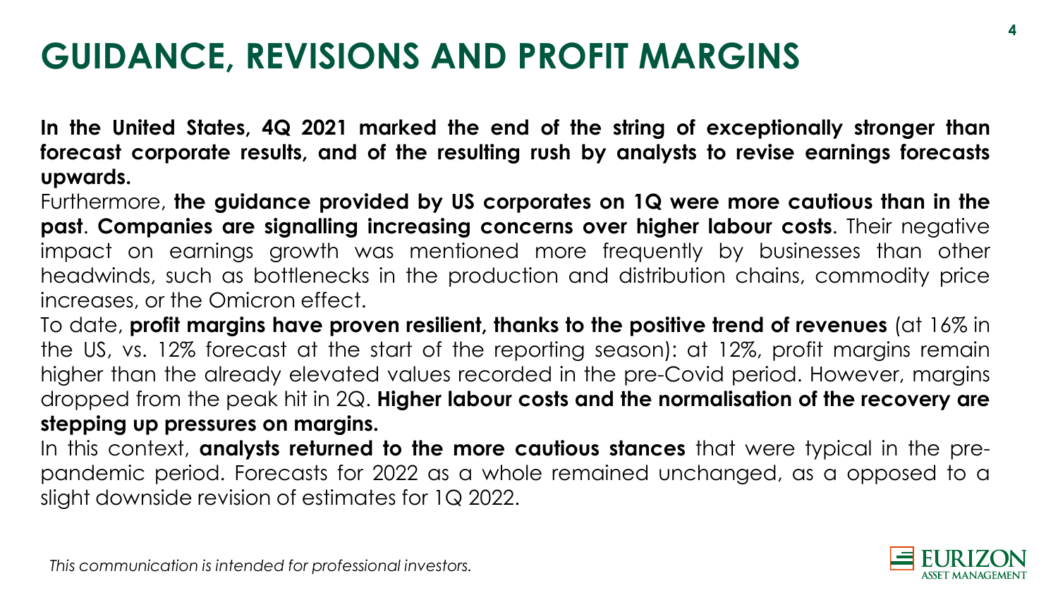# GUIDANCE, REVISIONS AND PROFIT MARGINS

**In the United States, 4Q 2021 marked the end of the string of exceptionally stronger than forecast corporate results, and of the resulting rush by analysts to revise earnings forecasts upwards.**

Furthermore, **the guidance provided by US corporates on 1Q were more cautious than in the past**. **Companies are signalling increasing concerns over higher labour costs**. Their negative impact on earnings growth was mentioned more frequently by businesses than other headwinds, such as bottlenecks in the production and distribution chains, commodity price increases, or the Omicron effect.

To date, **profit margins have proven resilient, thanks to the positive trend of revenues** (at 16% in the US, vs. 12% forecast at the start of the reporting season): at 12%, profit margins remain higher than the already elevated values recorded in the pre-Covid period. However, margins dropped from the peak hit in 2Q. **Higher labour costs and the normalisation of the recovery are stepping up pressures on margins.**

In this context, **analysts returned to the more cautious stances** that were typical in the pre-pandemic period. Forecasts for 2022 as a whole remained unchanged, as a opposed to a slight downside revision of estimates for 1Q 2022.

*This communication is intended for professional investors.*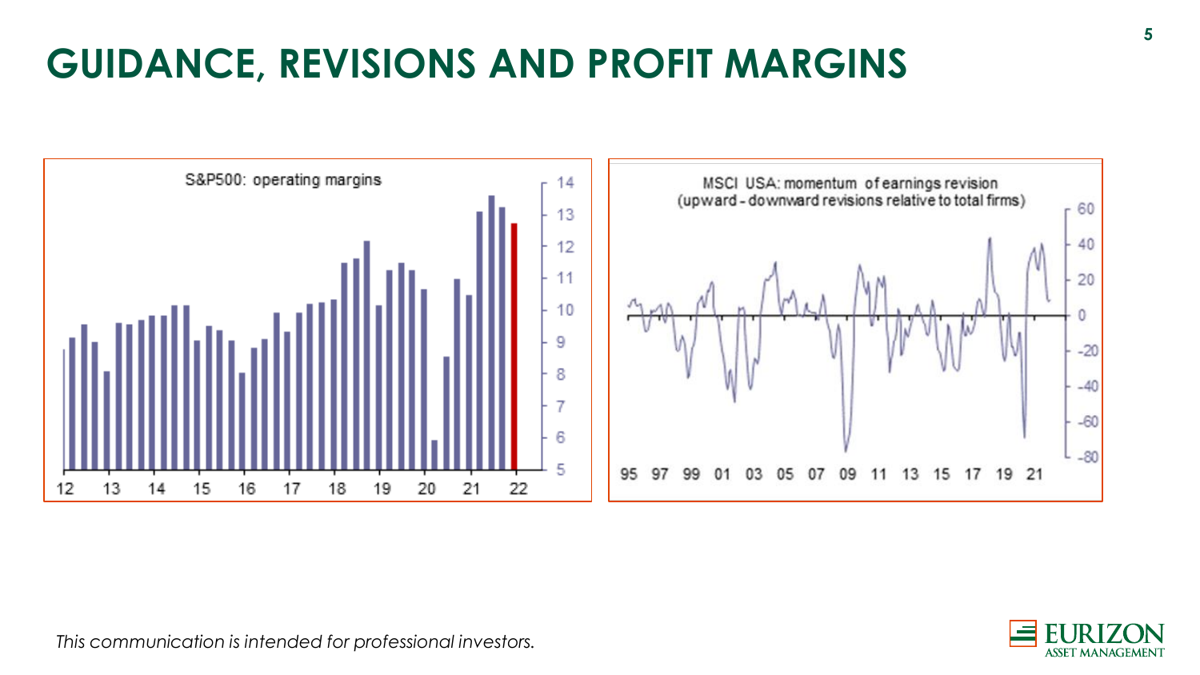# GUIDANCE, REVISIONS AND PROFIT MARGINS

S&P500: operating margins

MSCI USA: momentum of earnings revision (upward - downward revisions relative to total firms)

*This communication is intended for professional investors.*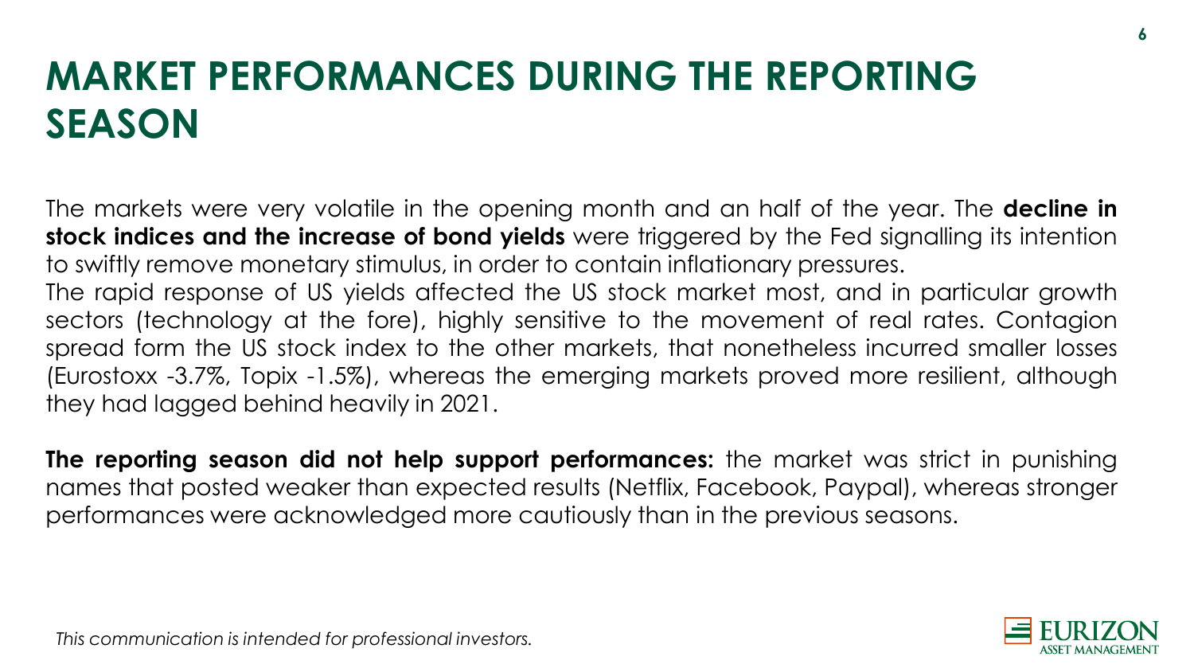# MARKET PERFORMANCES DURING THE REPORTING SEASON

The markets were very volatile in the opening month and an half of the year. The **decline in stock indices and the increase of bond yields** were triggered by the Fed signalling its intention to swiftly remove monetary stimulus, in order to contain inflationary pressures.
The rapid response of US yields affected the US stock market most, and in particular growth sectors (technology at the fore), highly sensitive to the movement of real rates. Contagion spread form the US stock index to the other markets, that nonetheless incurred smaller losses (Eurostoxx -3.7%, Topix -1.5%), whereas the emerging markets proved more resilient, although they had lagged behind heavily in 2021.

**The reporting season did not help support performances:** the market was strict in punishing names that posted weaker than expected results (Netflix, Facebook, Paypal), whereas stronger performances were acknowledged more cautiously than in the previous seasons.

*This communication is intended for professional investors.*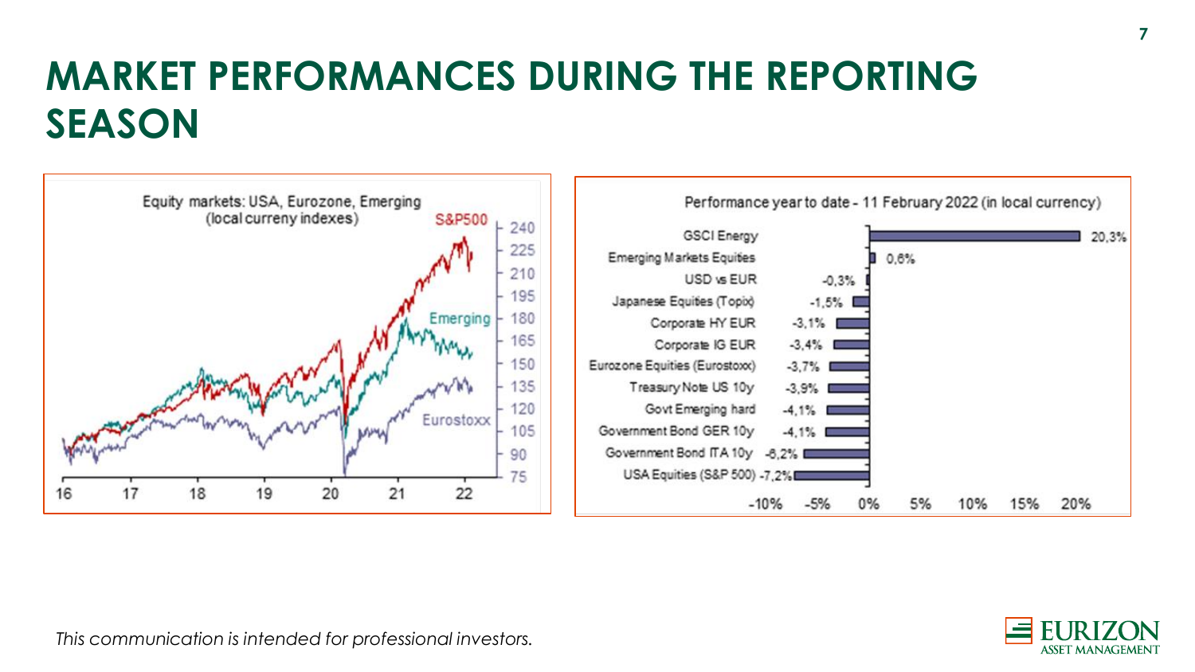# MARKET PERFORMANCES DURING THE REPORTING SEASON

Equity markets: USA, Eurozone, Emerging (local curreny indexes)

Performance year to date - 11 February 2022 (in local currency)

| Asset | Performance |
|---|---|
| GSCI Energy | 20,3% |
| Emerging Markets Equities | 0,6% |
| USD vs EUR | -0,3% |
| Japanese Equities (Topix) | -1,5% |
| Corporate HY EUR | -3,1% |
| Corporate IG EUR | -3,4% |
| Eurozone Equities (Eurostoxx) | -3,7% |
| Treasury Note US 10y | -3,9% |
| Govt Emerging hard | -4,1% |
| Government Bond GER 10y | -4,1% |
| Government Bond ITA 10y | -6,2% |
| USA Equities (S&P 500) | -7,2% |

*This communication is intended for professional investors.*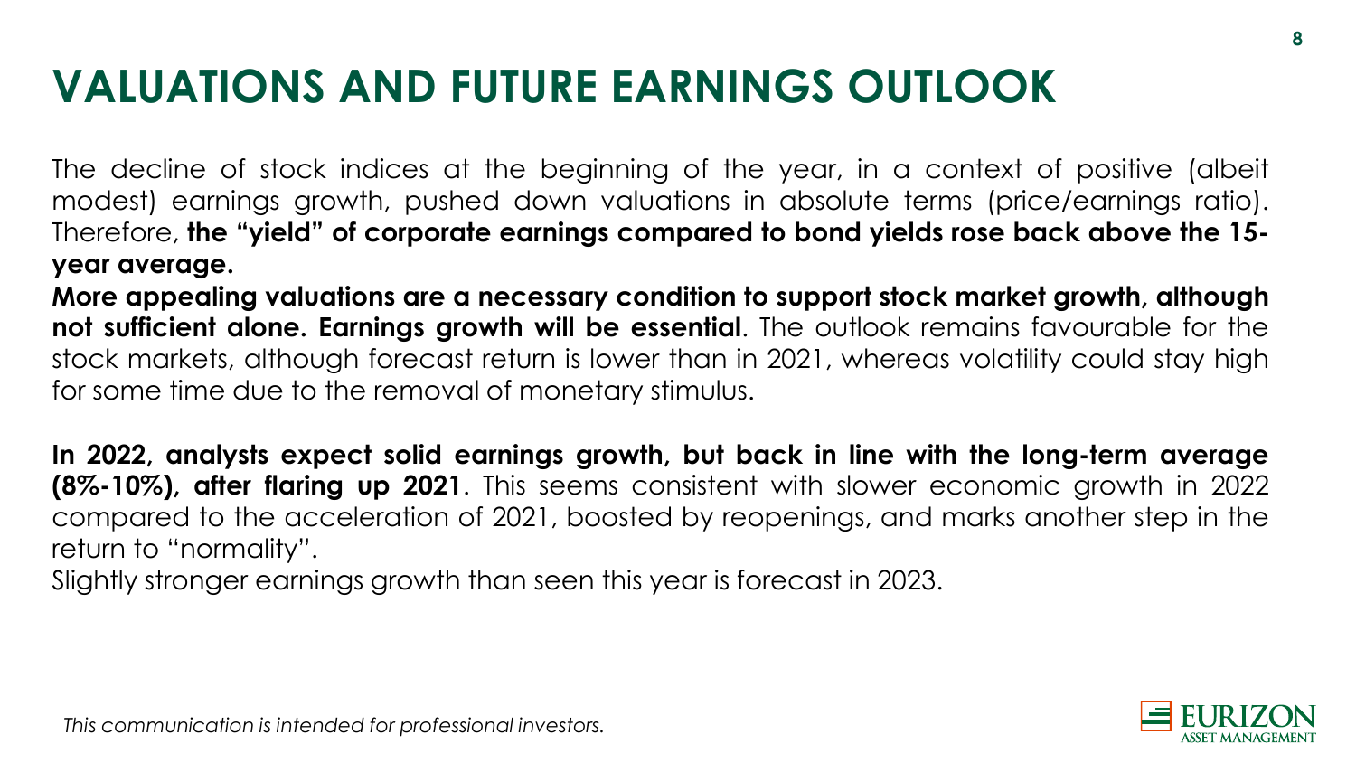# VALUATIONS AND FUTURE EARNINGS OUTLOOK

The decline of stock indices at the beginning of the year, in a context of positive (albeit modest) earnings growth, pushed down valuations in absolute terms (price/earnings ratio). Therefore, **the "yield" of corporate earnings compared to bond yields rose back above the 15-year average.**

**More appealing valuations are a necessary condition to support stock market growth, although not sufficient alone. Earnings growth will be essential**. The outlook remains favourable for the stock markets, although forecast return is lower than in 2021, whereas volatility could stay high for some time due to the removal of monetary stimulus.

**In 2022, analysts expect solid earnings growth, but back in line with the long-term average (8%-10%), after flaring up 2021**. This seems consistent with slower economic growth in 2022 compared to the acceleration of 2021, boosted by reopenings, and marks another step in the return to "normality".

Slightly stronger earnings growth than seen this year is forecast in 2023.

*This communication is intended for professional investors.*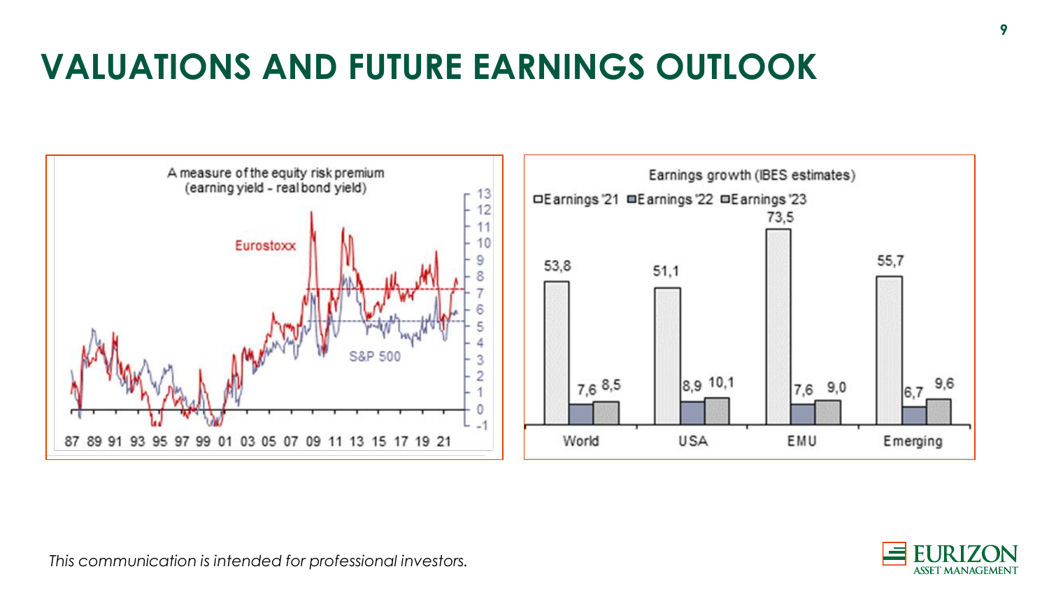# VALUATIONS AND FUTURE EARNINGS OUTLOOK

A measure of the equity risk premium (earning yield - real bond yield)

Eurostoxx

S&P 500

87 89 91 93 95 97 99 01 03 05 07 09 11 13 15 17 19 21

Earnings growth (IBES estimates)

| | Earnings '21 | Earnings '22 | Earnings '23 |
|---|---|---|---|
| World | 53,8 | 7,6 | 8,5 |
| USA | 51,1 | 8,9 | 10,1 |
| EMU | 73,5 | 7,6 | 9,0 |
| Emerging | 55,7 | 6,7 | 9,6 |

*This communication is intended for professional investors.*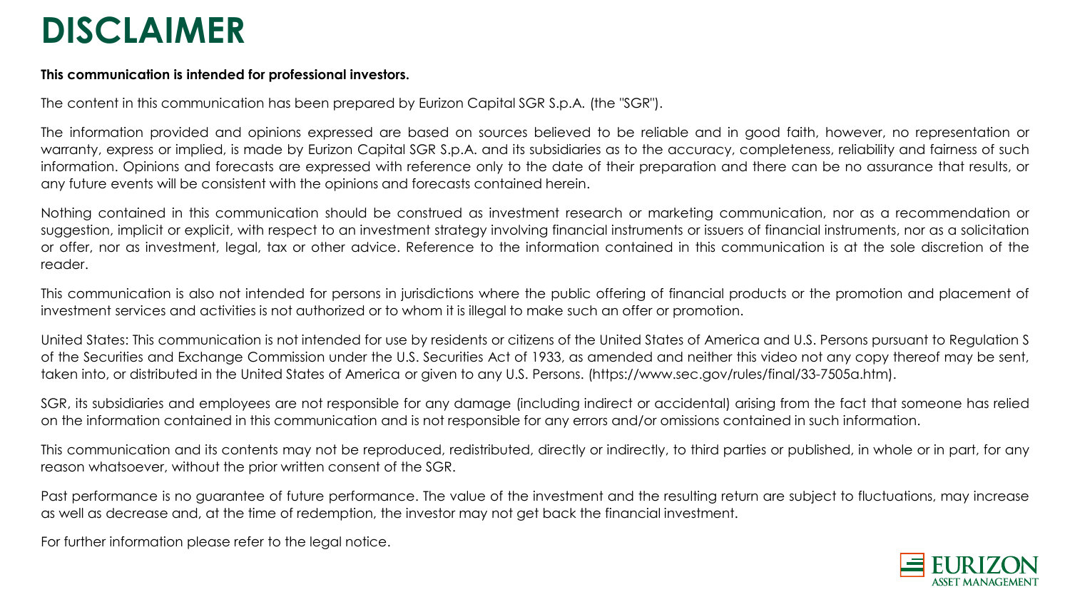# DISCLAIMER

**This communication is intended for professional investors.**

The content in this communication has been prepared by Eurizon Capital SGR S.p.A. (the "SGR").

The information provided and opinions expressed are based on sources believed to be reliable and in good faith, however, no representation or warranty, express or implied, is made by Eurizon Capital SGR S.p.A. and its subsidiaries as to the accuracy, completeness, reliability and fairness of such information. Opinions and forecasts are expressed with reference only to the date of their preparation and there can be no assurance that results, or any future events will be consistent with the opinions and forecasts contained herein.

Nothing contained in this communication should be construed as investment research or marketing communication, nor as a recommendation or suggestion, implicit or explicit, with respect to an investment strategy involving financial instruments or issuers of financial instruments, nor as a solicitation or offer, nor as investment, legal, tax or other advice. Reference to the information contained in this communication is at the sole discretion of the reader.

This communication is also not intended for persons in jurisdictions where the public offering of financial products or the promotion and placement of investment services and activities is not authorized or to whom it is illegal to make such an offer or promotion.

United States: This communication is not intended for use by residents or citizens of the United States of America and U.S. Persons pursuant to Regulation S of the Securities and Exchange Commission under the U.S. Securities Act of 1933, as amended and neither this video not any copy thereof may be sent, taken into, or distributed in the United States of America or given to any U.S. Persons. (https://www.sec.gov/rules/final/33-7505a.htm).

SGR, its subsidiaries and employees are not responsible for any damage (including indirect or accidental) arising from the fact that someone has relied on the information contained in this communication and is not responsible for any errors and/or omissions contained in such information.

This communication and its contents may not be reproduced, redistributed, directly or indirectly, to third parties or published, in whole or in part, for any reason whatsoever, without the prior written consent of the SGR.

Past performance is no guarantee of future performance. The value of the investment and the resulting return are subject to fluctuations, may increase as well as decrease and, at the time of redemption, the investor may not get back the financial investment.

For further information please refer to the legal notice.

EURIZON ASSET MANAGEMENT